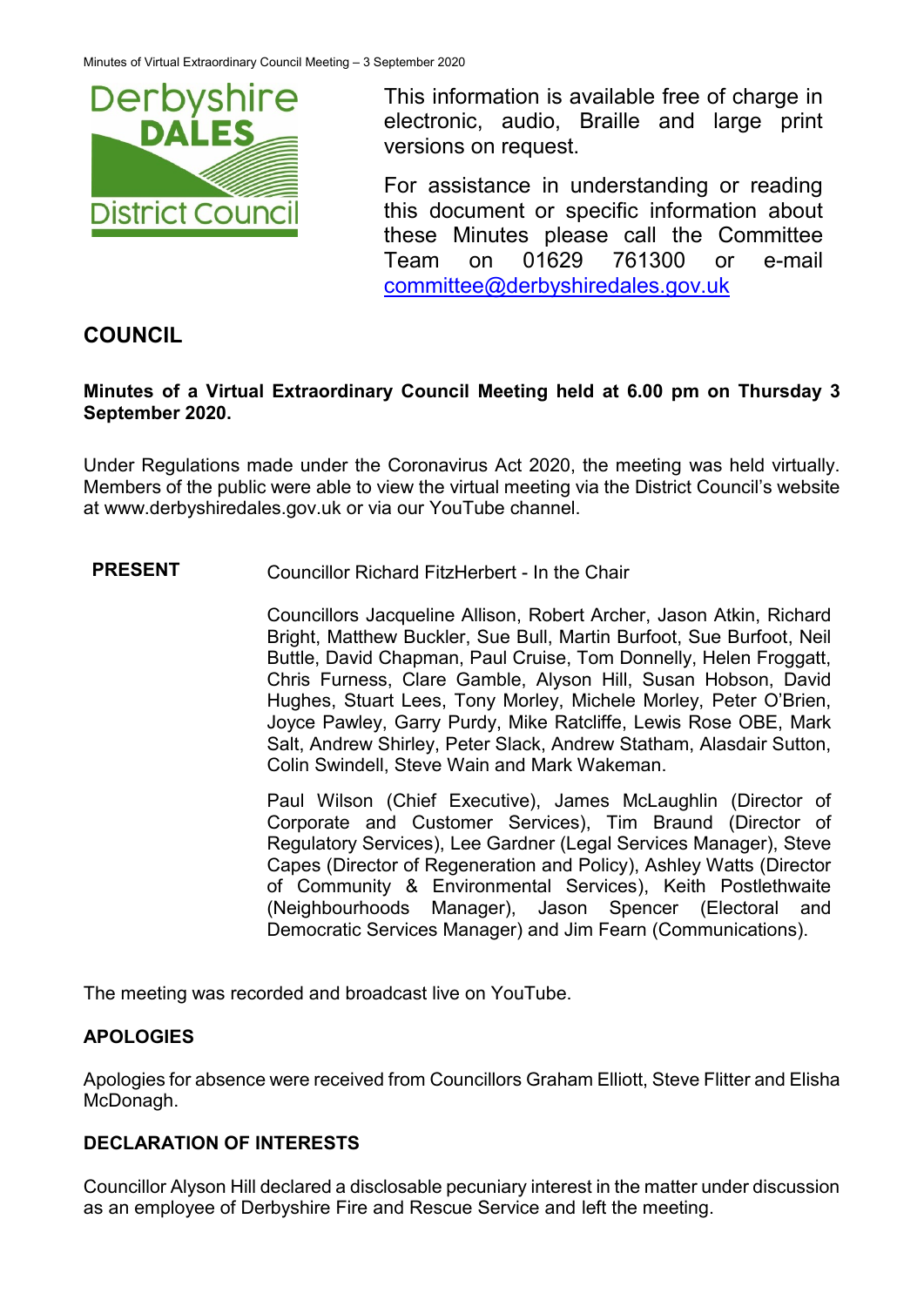This information is available free of charge in electronic, audio, Braille and large print versions on request.

For assistance in understanding or reading this document or specific information about these Minutes please call the Committee Team on 01629 761300 or e-mail committee@derbyshiredales.gov.uk

## COUNCIL

**Minutes of a Virtual Extraordinary Council Meeting held at 6.00 pm on Thursday 3 September 2020.**

Under Regulations made under the Coronavirus Act 2020, the meeting was held virtually. Members of the public were able to view the virtual meeting via the District Council's website at www.derbyshiredales.gov.uk or via our YouTube channel.

**PRESENT**

Councillor Richard FitzHerbert - In the Chair

Councillors Jacqueline Allison, Robert Archer, Jason Atkin, Richard Bright, Matthew Buckler, Sue Bull, Martin Burfoot, Sue Burfoot, Neil Buttle, David Chapman, Paul Cruise, Tom Donnelly, Helen Froggatt, Chris Furness, Clare Gamble, Alyson Hill, Susan Hobson, David Hughes, Stuart Lees, Tony Morley, Michele Morley, Peter O'Brien, Joyce Pawley, Garry Purdy, Mike Ratcliffe, Lewis Rose OBE, Mark Salt, Andrew Shirley, Peter Slack, Andrew Statham, Alasdair Sutton, Colin Swindell, Steve Wain and Mark Wakeman.

Paul Wilson (Chief Executive), James McLaughlin (Director of Corporate and Customer Services), Tim Braund (Director of Regulatory Services), Lee Gardner (Legal Services Manager), Steve Capes (Director of Regeneration and Policy), Ashley Watts (Director of Community & Environmental Services), Keith Postlethwaite (Neighbourhoods Manager), Jason Spencer (Electoral and Democratic Services Manager) and Jim Fearn (Communications).

The meeting was recorded and broadcast live on YouTube.

### APOLOGIES

Apologies for absence were received from Councillors Graham Elliott, Steve Flitter and Elisha McDonagh.

### DECLARATION OF INTERESTS

Councillor Alyson Hill declared a disclosable pecuniary interest in the matter under discussion as an employee of Derbyshire Fire and Rescue Service and left the meeting.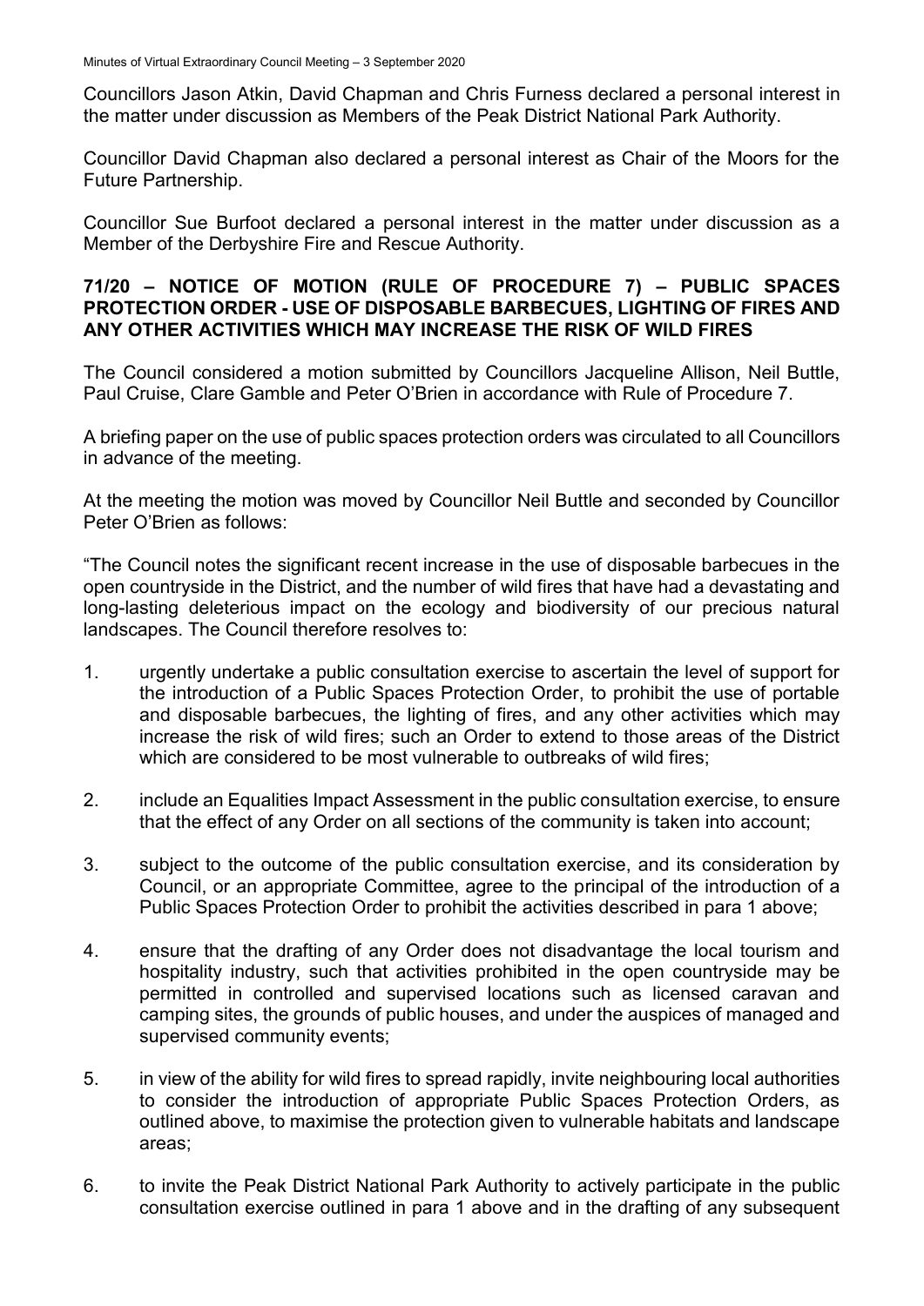Councillors Jason Atkin, David Chapman and Chris Furness declared a personal interest in the matter under discussion as Members of the Peak District National Park Authority.

Councillor David Chapman also declared a personal interest as Chair of the Moors for the Future Partnership.

Councillor Sue Burfoot declared a personal interest in the matter under discussion as a Member of the Derbyshire Fire and Rescue Authority.

## 71/20 – NOTICE OF MOTION (RULE OF PROCEDURE 7) – PUBLIC SPACES PROTECTION ORDER - USE OF DISPOSABLE BARBECUES, LIGHTING OF FIRES AND ANY OTHER ACTIVITIES WHICH MAY INCREASE THE RISK OF WILD FIRES

The Council considered a motion submitted by Councillors Jacqueline Allison, Neil Buttle, Paul Cruise, Clare Gamble and Peter O'Brien in accordance with Rule of Procedure 7.

A briefing paper on the use of public spaces protection orders was circulated to all Councillors in advance of the meeting.

At the meeting the motion was moved by Councillor Neil Buttle and seconded by Councillor Peter O'Brien as follows:

"The Council notes the significant recent increase in the use of disposable barbecues in the open countryside in the District, and the number of wild fires that have had a devastating and long-lasting deleterious impact on the ecology and biodiversity of our precious natural landscapes. The Council therefore resolves to:

1. urgently undertake a public consultation exercise to ascertain the level of support for the introduction of a Public Spaces Protection Order, to prohibit the use of portable and disposable barbecues, the lighting of fires, and any other activities which may increase the risk of wild fires; such an Order to extend to those areas of the District which are considered to be most vulnerable to outbreaks of wild fires;

2. include an Equalities Impact Assessment in the public consultation exercise, to ensure that the effect of any Order on all sections of the community is taken into account;

3. subject to the outcome of the public consultation exercise, and its consideration by Council, or an appropriate Committee, agree to the principal of the introduction of a Public Spaces Protection Order to prohibit the activities described in para 1 above;

4. ensure that the drafting of any Order does not disadvantage the local tourism and hospitality industry, such that activities prohibited in the open countryside may be permitted in controlled and supervised locations such as licensed caravan and camping sites, the grounds of public houses, and under the auspices of managed and supervised community events;

5. in view of the ability for wild fires to spread rapidly, invite neighbouring local authorities to consider the introduction of appropriate Public Spaces Protection Orders, as outlined above, to maximise the protection given to vulnerable habitats and landscape areas;

6. to invite the Peak District National Park Authority to actively participate in the public consultation exercise outlined in para 1 above and in the drafting of any subsequent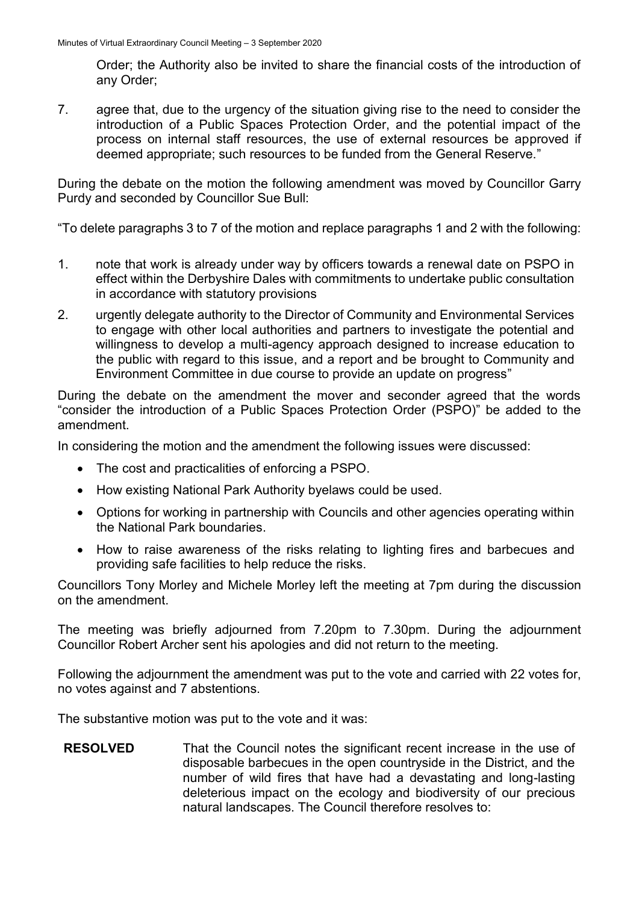Order; the Authority also be invited to share the financial costs of the introduction of any Order;

7. agree that, due to the urgency of the situation giving rise to the need to consider the introduction of a Public Spaces Protection Order, and the potential impact of the process on internal staff resources, the use of external resources be approved if deemed appropriate; such resources to be funded from the General Reserve."

During the debate on the motion the following amendment was moved by Councillor Garry Purdy and seconded by Councillor Sue Bull:

"To delete paragraphs 3 to 7 of the motion and replace paragraphs 1 and 2 with the following:

1. note that work is already under way by officers towards a renewal date on PSPO in effect within the Derbyshire Dales with commitments to undertake public consultation in accordance with statutory provisions
2. urgently delegate authority to the Director of Community and Environmental Services to engage with other local authorities and partners to investigate the potential and willingness to develop a multi-agency approach designed to increase education to the public with regard to this issue, and a report and be brought to Community and Environment Committee in due course to provide an update on progress"

During the debate on the amendment the mover and seconder agreed that the words "consider the introduction of a Public Spaces Protection Order (PSPO)" be added to the amendment.

In considering the motion and the amendment the following issues were discussed:

- The cost and practicalities of enforcing a PSPO.
- How existing National Park Authority byelaws could be used.
- Options for working in partnership with Councils and other agencies operating within the National Park boundaries.
- How to raise awareness of the risks relating to lighting fires and barbecues and providing safe facilities to help reduce the risks.

Councillors Tony Morley and Michele Morley left the meeting at 7pm during the discussion on the amendment.

The meeting was briefly adjourned from 7.20pm to 7.30pm. During the adjournment Councillor Robert Archer sent his apologies and did not return to the meeting.

Following the adjournment the amendment was put to the vote and carried with 22 votes for, no votes against and 7 abstentions.

The substantive motion was put to the vote and it was:

**RESOLVED** That the Council notes the significant recent increase in the use of disposable barbecues in the open countryside in the District, and the number of wild fires that have had a devastating and long-lasting deleterious impact on the ecology and biodiversity of our precious natural landscapes. The Council therefore resolves to: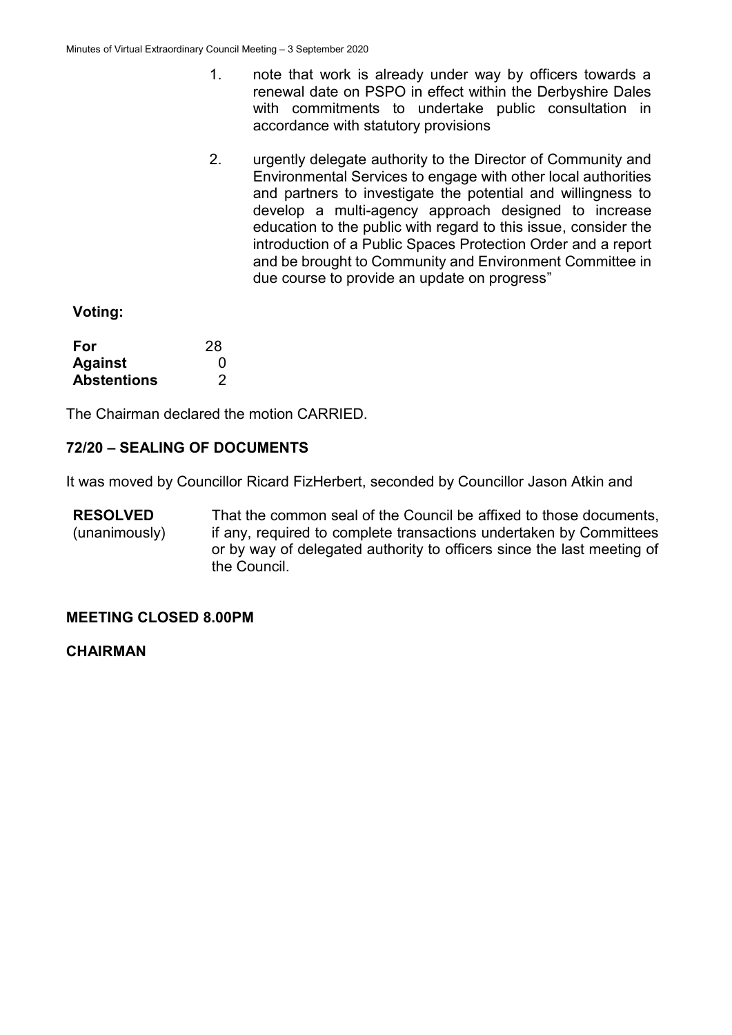1. note that work is already under way by officers towards a renewal date on PSPO in effect within the Derbyshire Dales with commitments to undertake public consultation in accordance with statutory provisions

2. urgently delegate authority to the Director of Community and Environmental Services to engage with other local authorities and partners to investigate the potential and willingness to develop a multi-agency approach designed to increase education to the public with regard to this issue, consider the introduction of a Public Spaces Protection Order and a report and be brought to Community and Environment Committee in due course to provide an update on progress"

**Voting:**

| | |
|---|---|
| **For** | 28 |
| **Against** | 0 |
| **Abstentions** | 2 |

The Chairman declared the motion CARRIED.

## 72/20 – SEALING OF DOCUMENTS

It was moved by Councillor Ricard FizHerbert, seconded by Councillor Jason Atkin and

**RESOLVED** (unanimously) That the common seal of the Council be affixed to those documents, if any, required to complete transactions undertaken by Committees or by way of delegated authority to officers since the last meeting of the Council.

**MEETING CLOSED 8.00PM**

**CHAIRMAN**